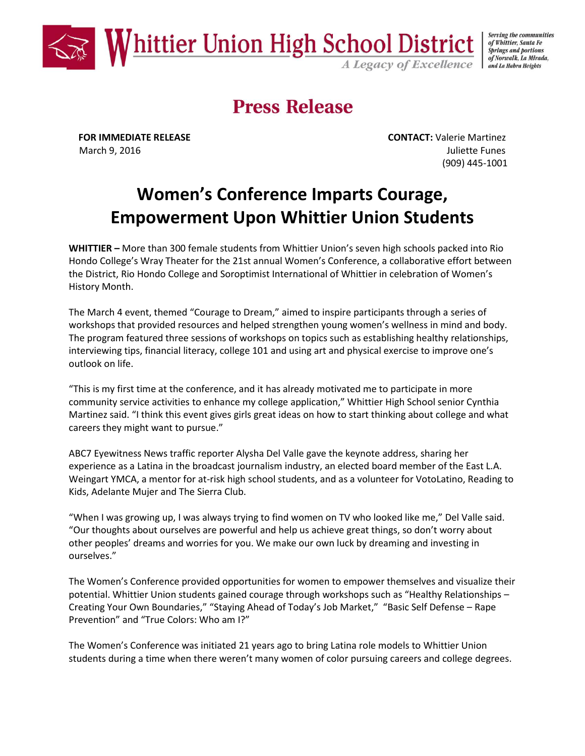**Whittier Union High School District**

*A Legacy of Excellence*

*Serving the communities of Whittier, Santa Fe Springs and portions of Norwalk, La Mirada, and La Habra Heights*

# Press Release

**FOR IMMEDIATE RELEASE**
March 9, 2016

**CONTACT:** Valerie Martinez
Juliette Funes
(909) 445-1001

## Women's Conference Imparts Courage, Empowerment Upon Whittier Union Students

**WHITTIER –** More than 300 female students from Whittier Union's seven high schools packed into Rio Hondo College's Wray Theater for the 21st annual Women's Conference, a collaborative effort between the District, Rio Hondo College and Soroptimist International of Whittier in celebration of Women's History Month.

The March 4 event, themed "Courage to Dream," aimed to inspire participants through a series of workshops that provided resources and helped strengthen young women's wellness in mind and body. The program featured three sessions of workshops on topics such as establishing healthy relationships, interviewing tips, financial literacy, college 101 and using art and physical exercise to improve one's outlook on life.

"This is my first time at the conference, and it has already motivated me to participate in more community service activities to enhance my college application," Whittier High School senior Cynthia Martinez said. "I think this event gives girls great ideas on how to start thinking about college and what careers they might want to pursue."

ABC7 Eyewitness News traffic reporter Alysha Del Valle gave the keynote address, sharing her experience as a Latina in the broadcast journalism industry, an elected board member of the East L.A. Weingart YMCA, a mentor for at-risk high school students, and as a volunteer for VotoLatino, Reading to Kids, Adelante Mujer and The Sierra Club.

"When I was growing up, I was always trying to find women on TV who looked like me," Del Valle said. "Our thoughts about ourselves are powerful and help us achieve great things, so don't worry about other peoples' dreams and worries for you. We make our own luck by dreaming and investing in ourselves."

The Women's Conference provided opportunities for women to empower themselves and visualize their potential. Whittier Union students gained courage through workshops such as "Healthy Relationships – Creating Your Own Boundaries," "Staying Ahead of Today's Job Market," "Basic Self Defense – Rape Prevention" and "True Colors: Who am I?"

The Women's Conference was initiated 21 years ago to bring Latina role models to Whittier Union students during a time when there weren't many women of color pursuing careers and college degrees.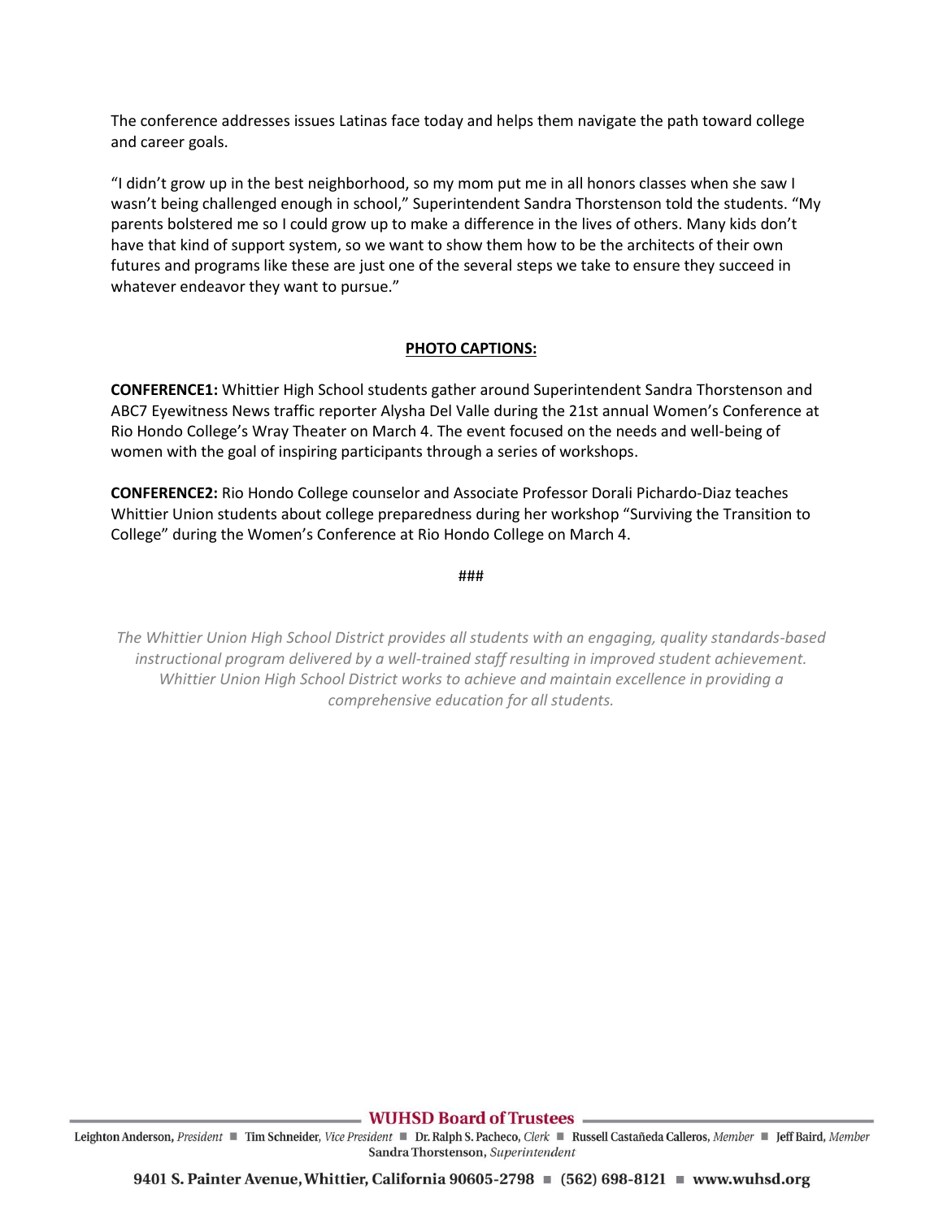The conference addresses issues Latinas face today and helps them navigate the path toward college and career goals.

"I didn't grow up in the best neighborhood, so my mom put me in all honors classes when she saw I wasn't being challenged enough in school," Superintendent Sandra Thorstenson told the students. "My parents bolstered me so I could grow up to make a difference in the lives of others. Many kids don't have that kind of support system, so we want to show them how to be the architects of their own futures and programs like these are just one of the several steps we take to ensure they succeed in whatever endeavor they want to pursue."

**PHOTO CAPTIONS:**

**CONFERENCE1:** Whittier High School students gather around Superintendent Sandra Thorstenson and ABC7 Eyewitness News traffic reporter Alysha Del Valle during the 21st annual Women's Conference at Rio Hondo College's Wray Theater on March 4. The event focused on the needs and well-being of women with the goal of inspiring participants through a series of workshops.

**CONFERENCE2:** Rio Hondo College counselor and Associate Professor Dorali Pichardo-Diaz teaches Whittier Union students about college preparedness during her workshop "Surviving the Transition to College" during the Women's Conference at Rio Hondo College on March 4.

###

*The Whittier Union High School District provides all students with an engaging, quality standards-based instructional program delivered by a well-trained staff resulting in improved student achievement. Whittier Union High School District works to achieve and maintain excellence in providing a comprehensive education for all students.*

**WUHSD Board of Trustees**

Leighton Anderson, *President* ■ Tim Schneider, *Vice President* ■ Dr. Ralph S. Pacheco, *Clerk* ■ Russell Castañeda Calleros, *Member* ■ Jeff Baird, *Member*
Sandra Thorstenson, *Superintendent*

9401 S. Painter Avenue, Whittier, California 90605-2798 ■ (562) 698-8121 ■ www.wuhsd.org